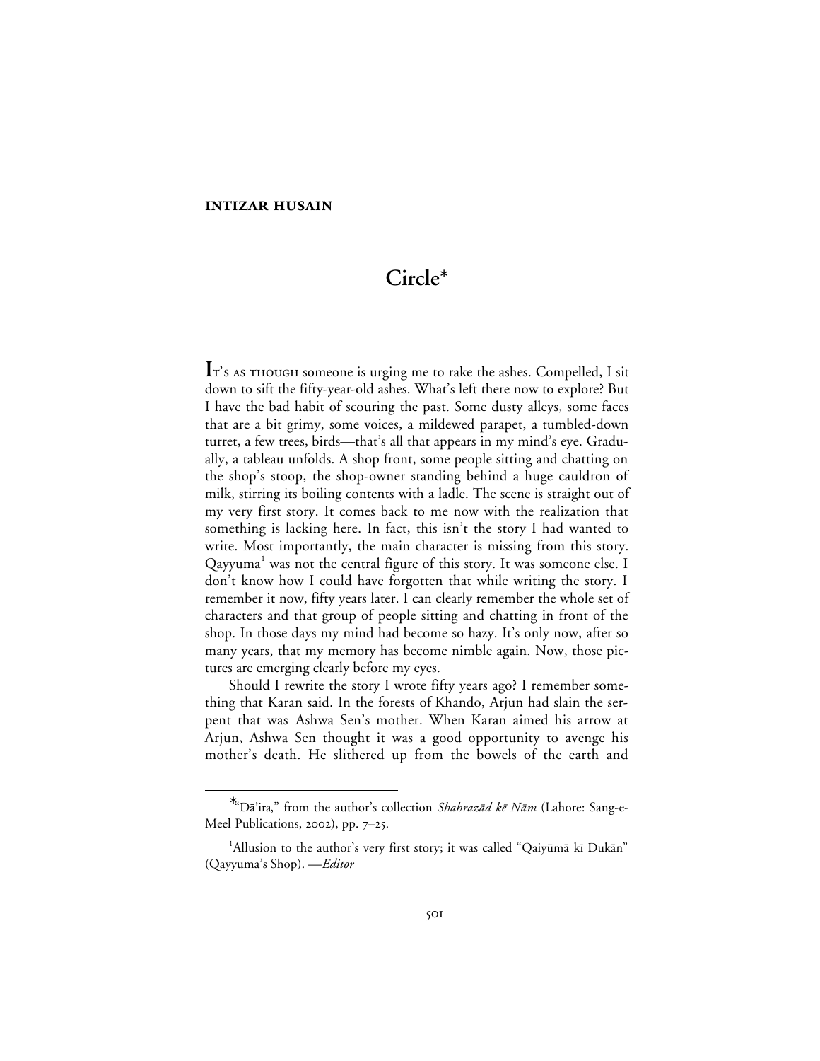**INTIZAR HUSAIN**

# Circle*

It's as though someone is urging me to rake the ashes. Compelled, I sit down to sift the fifty-year-old ashes. What's left there now to explore? But I have the bad habit of scouring the past. Some dusty alleys, some faces that are a bit grimy, some voices, a mildewed parapet, a tumbled-down turret, a few trees, birds—that's all that appears in my mind's eye. Gradually, a tableau unfolds. A shop front, some people sitting and chatting on the shop's stoop, the shop-owner standing behind a huge cauldron of milk, stirring its boiling contents with a ladle. The scene is straight out of my very first story. It comes back to me now with the realization that something is lacking here. In fact, this isn't the story I had wanted to write. Most importantly, the main character is missing from this story. Qayyuma[1] was not the central figure of this story. It was someone else. I don't know how I could have forgotten that while writing the story. I remember it now, fifty years later. I can clearly remember the whole set of characters and that group of people sitting and chatting in front of the shop. In those days my mind had become so hazy. It's only now, after so many years, that my memory has become nimble again. Now, those pictures are emerging clearly before my eyes.

Should I rewrite the story I wrote fifty years ago? I remember something that Karan said. In the forests of Khando, Arjun had slain the serpent that was Ashwa Sen's mother. When Karan aimed his arrow at Arjun, Ashwa Sen thought it was a good opportunity to avenge his mother's death. He slithered up from the bowels of the earth and

---

*"Dā'ira," from the author's collection *Shahrazād kē Nām* (Lahore: Sang-e-Meel Publications, 2002), pp. 7–25.

[1]Allusion to the author's very first story; it was called "Qaiyūmā kī Dukān" (Qayyuma's Shop). —*Editor*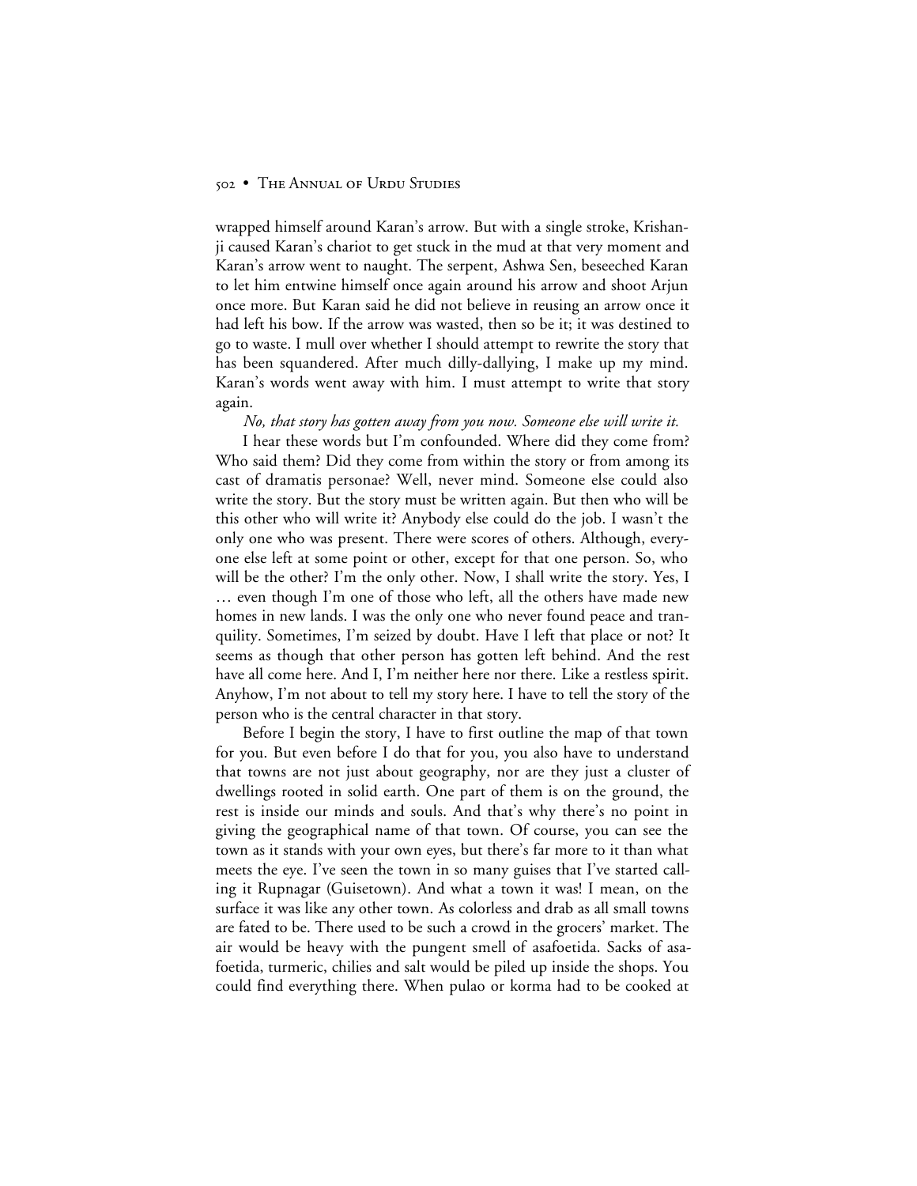wrapped himself around Karan's arrow. But with a single stroke, Krishanji caused Karan's chariot to get stuck in the mud at that very moment and Karan's arrow went to naught. The serpent, Ashwa Sen, beseeched Karan to let him entwine himself once again around his arrow and shoot Arjun once more. But Karan said he did not believe in reusing an arrow once it had left his bow. If the arrow was wasted, then so be it; it was destined to go to waste. I mull over whether I should attempt to rewrite the story that has been squandered. After much dilly-dallying, I make up my mind. Karan's words went away with him. I must attempt to write that story again.

*No, that story has gotten away from you now. Someone else will write it.*

I hear these words but I'm confounded. Where did they come from? Who said them? Did they come from within the story or from among its cast of dramatis personae? Well, never mind. Someone else could also write the story. But the story must be written again. But then who will be this other who will write it? Anybody else could do the job. I wasn't the only one who was present. There were scores of others. Although, everyone else left at some point or other, except for that one person. So, who will be the other? I'm the only other. Now, I shall write the story. Yes, I … even though I'm one of those who left, all the others have made new homes in new lands. I was the only one who never found peace and tranquility. Sometimes, I'm seized by doubt. Have I left that place or not? It seems as though that other person has gotten left behind. And the rest have all come here. And I, I'm neither here nor there. Like a restless spirit. Anyhow, I'm not about to tell my story here. I have to tell the story of the person who is the central character in that story.

Before I begin the story, I have to first outline the map of that town for you. But even before I do that for you, you also have to understand that towns are not just about geography, nor are they just a cluster of dwellings rooted in solid earth. One part of them is on the ground, the rest is inside our minds and souls. And that's why there's no point in giving the geographical name of that town. Of course, you can see the town as it stands with your own eyes, but there's far more to it than what meets the eye. I've seen the town in so many guises that I've started calling it Rupnagar (Guisetown). And what a town it was! I mean, on the surface it was like any other town. As colorless and drab as all small towns are fated to be. There used to be such a crowd in the grocers' market. The air would be heavy with the pungent smell of asafoetida. Sacks of asafoetida, turmeric, chilies and salt would be piled up inside the shops. You could find everything there. When pulao or korma had to be cooked at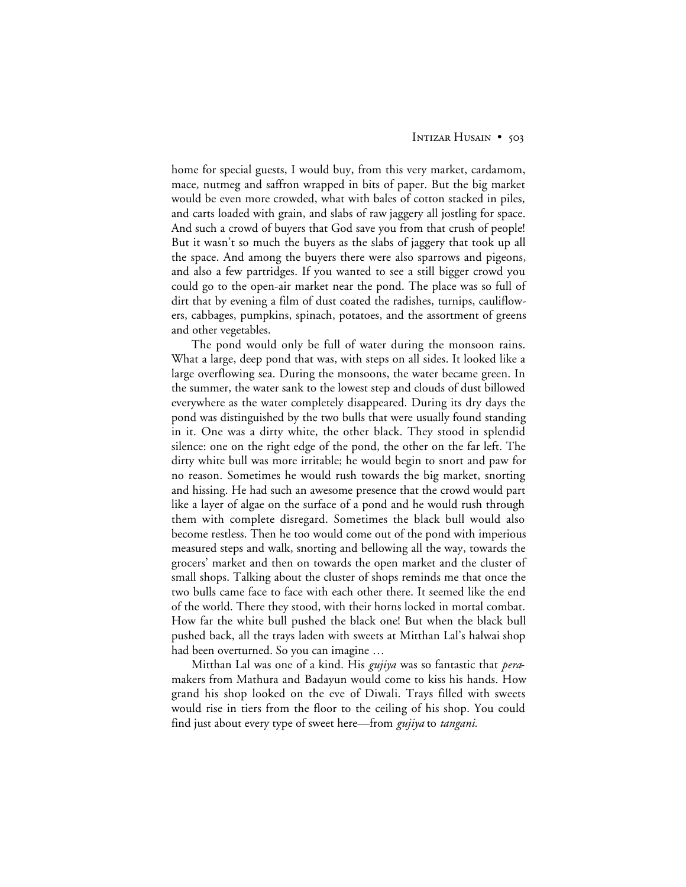home for special guests, I would buy, from this very market, cardamom, mace, nutmeg and saffron wrapped in bits of paper. But the big market would be even more crowded, what with bales of cotton stacked in piles, and carts loaded with grain, and slabs of raw jaggery all jostling for space. And such a crowd of buyers that God save you from that crush of people! But it wasn't so much the buyers as the slabs of jaggery that took up all the space. And among the buyers there were also sparrows and pigeons, and also a few partridges. If you wanted to see a still bigger crowd you could go to the open-air market near the pond. The place was so full of dirt that by evening a film of dust coated the radishes, turnips, cauliflowers, cabbages, pumpkins, spinach, potatoes, and the assortment of greens and other vegetables.

The pond would only be full of water during the monsoon rains. What a large, deep pond that was, with steps on all sides. It looked like a large overflowing sea. During the monsoons, the water became green. In the summer, the water sank to the lowest step and clouds of dust billowed everywhere as the water completely disappeared. During its dry days the pond was distinguished by the two bulls that were usually found standing in it. One was a dirty white, the other black. They stood in splendid silence: one on the right edge of the pond, the other on the far left. The dirty white bull was more irritable; he would begin to snort and paw for no reason. Sometimes he would rush towards the big market, snorting and hissing. He had such an awesome presence that the crowd would part like a layer of algae on the surface of a pond and he would rush through them with complete disregard. Sometimes the black bull would also become restless. Then he too would come out of the pond with imperious measured steps and walk, snorting and bellowing all the way, towards the grocers' market and then on towards the open market and the cluster of small shops. Talking about the cluster of shops reminds me that once the two bulls came face to face with each other there. It seemed like the end of the world. There they stood, with their horns locked in mortal combat. How far the white bull pushed the black one! But when the black bull pushed back, all the trays laden with sweets at Mitthan Lal's halwai shop had been overturned. So you can imagine …

Mitthan Lal was one of a kind. His *gujiya* was so fantastic that *pera*-makers from Mathura and Badayun would come to kiss his hands. How grand his shop looked on the eve of Diwali. Trays filled with sweets would rise in tiers from the floor to the ceiling of his shop. You could find just about every type of sweet here—from *gujiya* to *tangani.*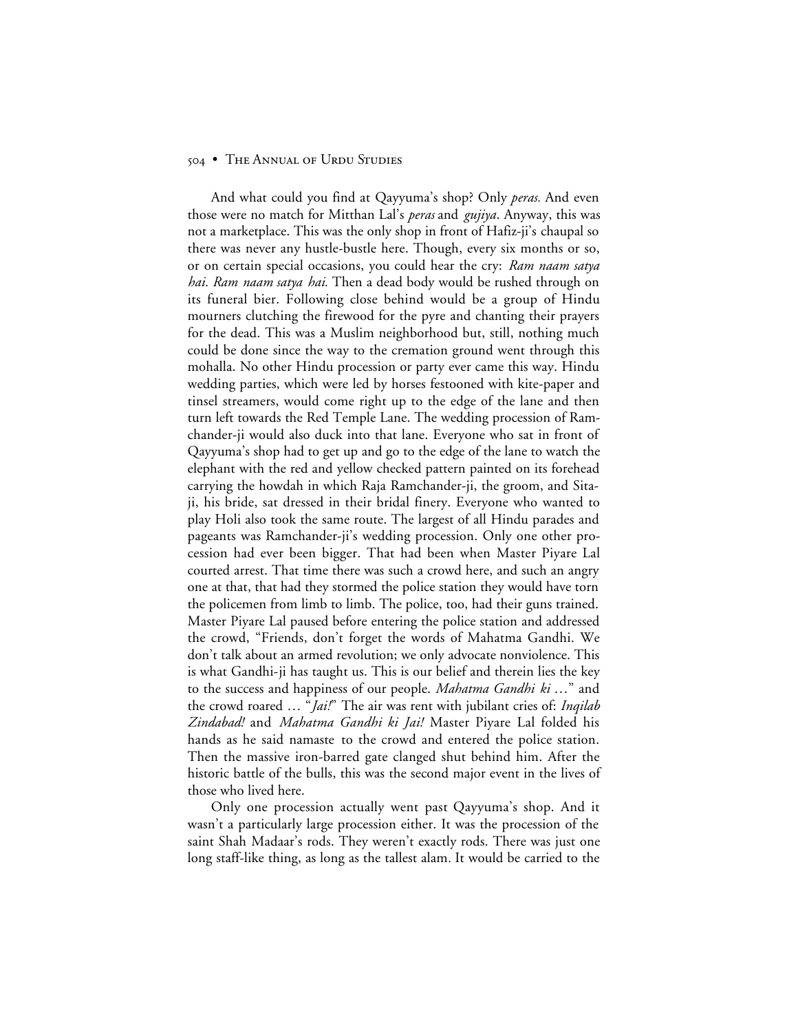And what could you find at Qayyuma's shop? Only *peras.* And even those were no match for Mitthan Lal's *peras* and *gujiya*. Anyway, this was not a marketplace. This was the only shop in front of Hafiz-ji's chaupal so there was never any hustle-bustle here. Though, every six months or so, or on certain special occasions, you could hear the cry: *Ram naam satya hai. Ram naam satya hai.* Then a dead body would be rushed through on its funeral bier. Following close behind would be a group of Hindu mourners clutching the firewood for the pyre and chanting their prayers for the dead. This was a Muslim neighborhood but, still, nothing much could be done since the way to the cremation ground went through this mohalla. No other Hindu procession or party ever came this way. Hindu wedding parties, which were led by horses festooned with kite-paper and tinsel streamers, would come right up to the edge of the lane and then turn left towards the Red Temple Lane. The wedding procession of Ramchander-ji would also duck into that lane. Everyone who sat in front of Qayyuma's shop had to get up and go to the edge of the lane to watch the elephant with the red and yellow checked pattern painted on its forehead carrying the howdah in which Raja Ramchander-ji, the groom, and Sita-ji, his bride, sat dressed in their bridal finery. Everyone who wanted to play Holi also took the same route. The largest of all Hindu parades and pageants was Ramchander-ji's wedding procession. Only one other procession had ever been bigger. That had been when Master Piyare Lal courted arrest. That time there was such a crowd here, and such an angry one at that, that had they stormed the police station they would have torn the policemen from limb to limb. The police, too, had their guns trained. Master Piyare Lal paused before entering the police station and addressed the crowd, "Friends, don't forget the words of Mahatma Gandhi. We don't talk about an armed revolution; we only advocate nonviolence. This is what Gandhi-ji has taught us. This is our belief and therein lies the key to the success and happiness of our people. *Mahatma Gandhi ki* …" and the crowd roared … "*Jai!*" The air was rent with jubilant cries of: *Inqilab Zindabad!* and *Mahatma Gandhi ki Jai!* Master Piyare Lal folded his hands as he said namaste to the crowd and entered the police station. Then the massive iron-barred gate clanged shut behind him. After the historic battle of the bulls, this was the second major event in the lives of those who lived here.

Only one procession actually went past Qayyuma's shop. And it wasn't a particularly large procession either. It was the procession of the saint Shah Madaar's rods. They weren't exactly rods. There was just one long staff-like thing, as long as the tallest alam. It would be carried to the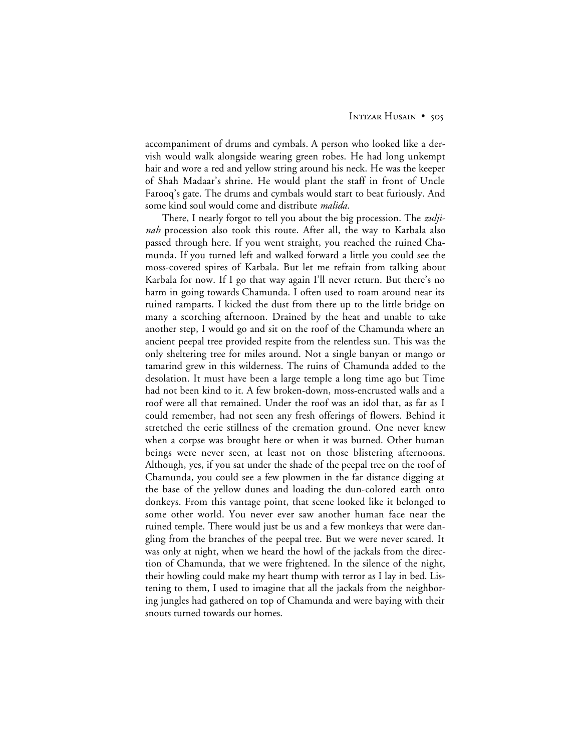accompaniment of drums and cymbals. A person who looked like a dervish would walk alongside wearing green robes. He had long unkempt hair and wore a red and yellow string around his neck. He was the keeper of Shah Madaar's shrine. He would plant the staff in front of Uncle Farooq's gate. The drums and cymbals would start to beat furiously. And some kind soul would come and distribute *malida*.

There, I nearly forgot to tell you about the big procession. The *zuljinah* procession also took this route. After all, the way to Karbala also passed through here. If you went straight, you reached the ruined Chamunda. If you turned left and walked forward a little you could see the moss-covered spires of Karbala. But let me refrain from talking about Karbala for now. If I go that way again I'll never return. But there's no harm in going towards Chamunda. I often used to roam around near its ruined ramparts. I kicked the dust from there up to the little bridge on many a scorching afternoon. Drained by the heat and unable to take another step, I would go and sit on the roof of the Chamunda where an ancient peepal tree provided respite from the relentless sun. This was the only sheltering tree for miles around. Not a single banyan or mango or tamarind grew in this wilderness. The ruins of Chamunda added to the desolation. It must have been a large temple a long time ago but Time had not been kind to it. A few broken-down, moss-encrusted walls and a roof were all that remained. Under the roof was an idol that, as far as I could remember, had not seen any fresh offerings of flowers. Behind it stretched the eerie stillness of the cremation ground. One never knew when a corpse was brought here or when it was burned. Other human beings were never seen, at least not on those blistering afternoons. Although, yes, if you sat under the shade of the peepal tree on the roof of Chamunda, you could see a few plowmen in the far distance digging at the base of the yellow dunes and loading the dun-colored earth onto donkeys. From this vantage point, that scene looked like it belonged to some other world. You never ever saw another human face near the ruined temple. There would just be us and a few monkeys that were dangling from the branches of the peepal tree. But we were never scared. It was only at night, when we heard the howl of the jackals from the direction of Chamunda, that we were frightened. In the silence of the night, their howling could make my heart thump with terror as I lay in bed. Listening to them, I used to imagine that all the jackals from the neighboring jungles had gathered on top of Chamunda and were baying with their snouts turned towards our homes.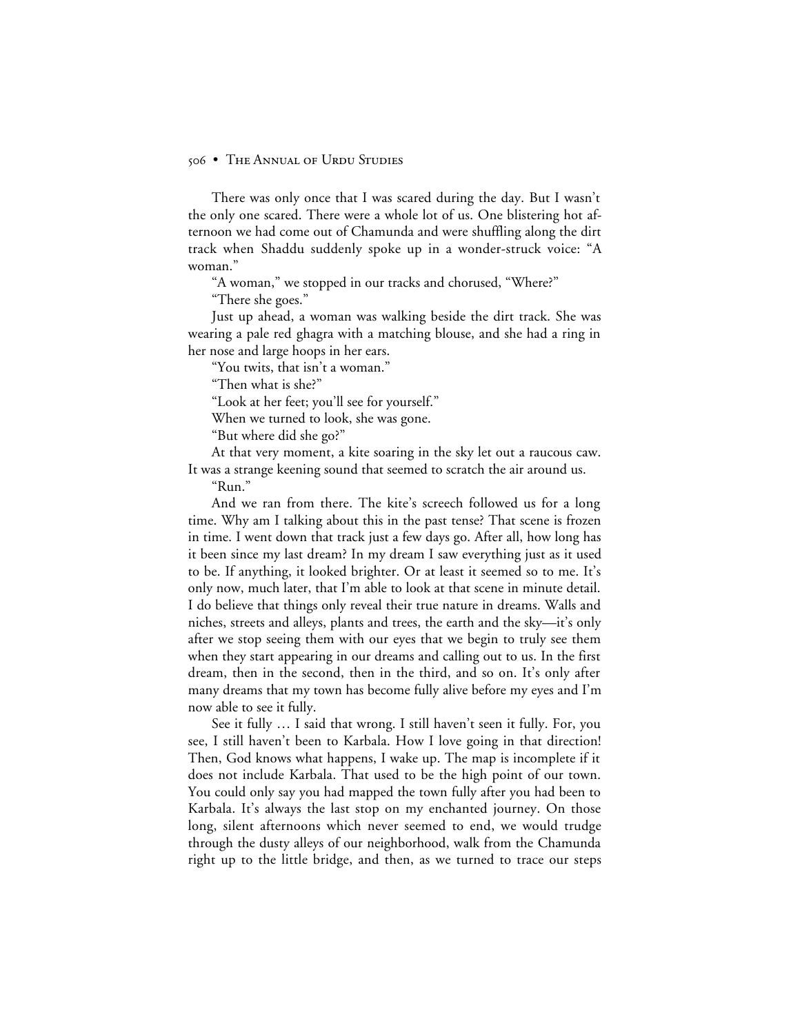There was only once that I was scared during the day. But I wasn't the only one scared. There were a whole lot of us. One blistering hot afternoon we had come out of Chamunda and were shuffling along the dirt track when Shaddu suddenly spoke up in a wonder-struck voice: "A woman."

"A woman," we stopped in our tracks and chorused, "Where?"

"There she goes."

Just up ahead, a woman was walking beside the dirt track. She was wearing a pale red ghagra with a matching blouse, and she had a ring in her nose and large hoops in her ears.

"You twits, that isn't a woman."

"Then what is she?"

"Look at her feet; you'll see for yourself."

When we turned to look, she was gone.

"But where did she go?"

At that very moment, a kite soaring in the sky let out a raucous caw. It was a strange keening sound that seemed to scratch the air around us.

"Run."

And we ran from there. The kite's screech followed us for a long time. Why am I talking about this in the past tense? That scene is frozen in time. I went down that track just a few days go. After all, how long has it been since my last dream? In my dream I saw everything just as it used to be. If anything, it looked brighter. Or at least it seemed so to me. It's only now, much later, that I'm able to look at that scene in minute detail. I do believe that things only reveal their true nature in dreams. Walls and niches, streets and alleys, plants and trees, the earth and the sky—it's only after we stop seeing them with our eyes that we begin to truly see them when they start appearing in our dreams and calling out to us. In the first dream, then in the second, then in the third, and so on. It's only after many dreams that my town has become fully alive before my eyes and I'm now able to see it fully.

See it fully … I said that wrong. I still haven't seen it fully. For, you see, I still haven't been to Karbala. How I love going in that direction! Then, God knows what happens, I wake up. The map is incomplete if it does not include Karbala. That used to be the high point of our town. You could only say you had mapped the town fully after you had been to Karbala. It's always the last stop on my enchanted journey. On those long, silent afternoons which never seemed to end, we would trudge through the dusty alleys of our neighborhood, walk from the Chamunda right up to the little bridge, and then, as we turned to trace our steps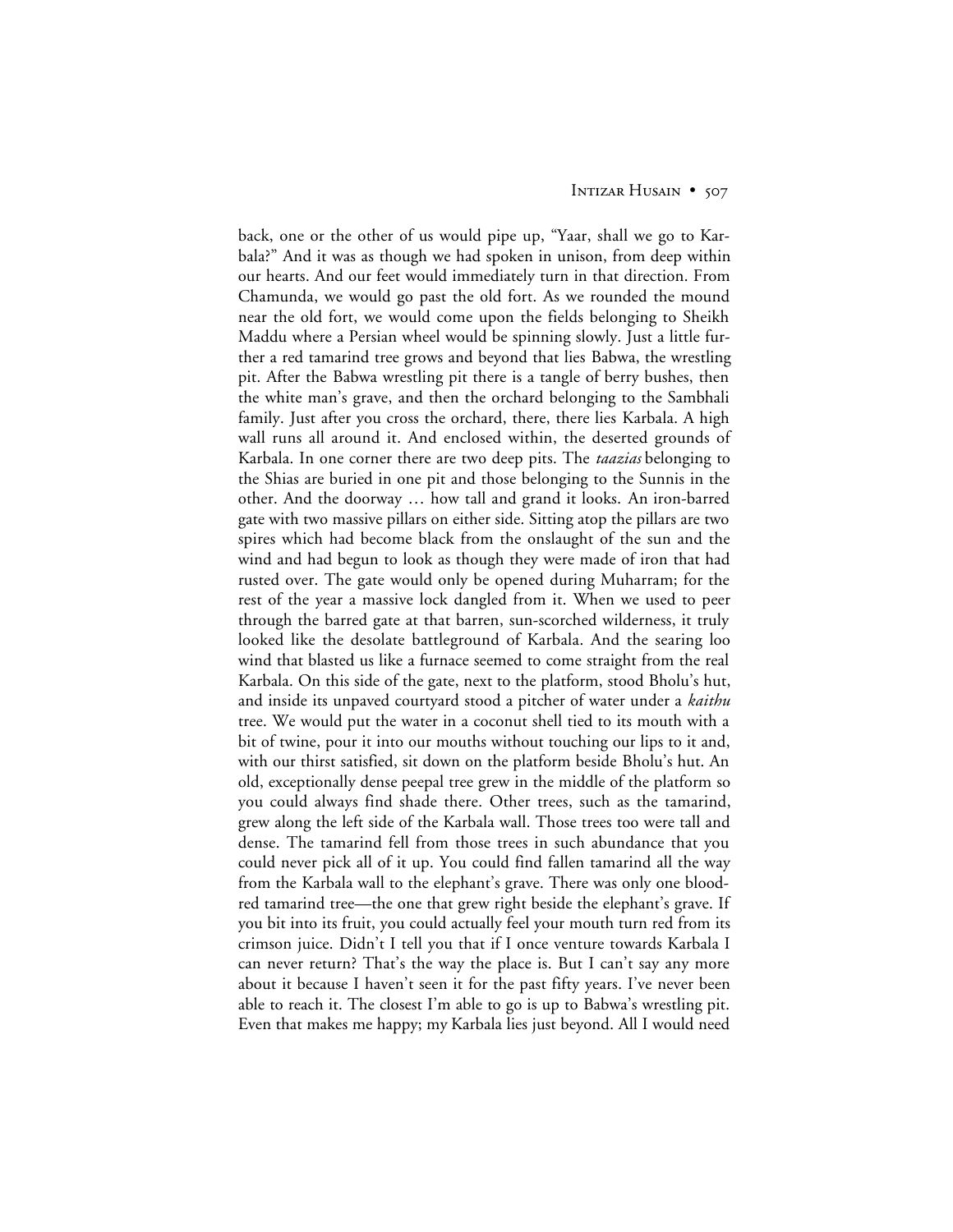back, one or the other of us would pipe up, "Yaar, shall we go to Karbala?" And it was as though we had spoken in unison, from deep within our hearts. And our feet would immediately turn in that direction. From Chamunda, we would go past the old fort. As we rounded the mound near the old fort, we would come upon the fields belonging to Sheikh Maddu where a Persian wheel would be spinning slowly. Just a little further a red tamarind tree grows and beyond that lies Babwa, the wrestling pit. After the Babwa wrestling pit there is a tangle of berry bushes, then the white man's grave, and then the orchard belonging to the Sambhali family. Just after you cross the orchard, there, there lies Karbala. A high wall runs all around it. And enclosed within, the deserted grounds of Karbala. In one corner there are two deep pits. The *taazias* belonging to the Shias are buried in one pit and those belonging to the Sunnis in the other. And the doorway … how tall and grand it looks. An iron-barred gate with two massive pillars on either side. Sitting atop the pillars are two spires which had become black from the onslaught of the sun and the wind and had begun to look as though they were made of iron that had rusted over. The gate would only be opened during Muharram; for the rest of the year a massive lock dangled from it. When we used to peer through the barred gate at that barren, sun-scorched wilderness, it truly looked like the desolate battleground of Karbala. And the searing loo wind that blasted us like a furnace seemed to come straight from the real Karbala. On this side of the gate, next to the platform, stood Bholu's hut, and inside its unpaved courtyard stood a pitcher of water under a *kaithu* tree. We would put the water in a coconut shell tied to its mouth with a bit of twine, pour it into our mouths without touching our lips to it and, with our thirst satisfied, sit down on the platform beside Bholu's hut. An old, exceptionally dense peepal tree grew in the middle of the platform so you could always find shade there. Other trees, such as the tamarind, grew along the left side of the Karbala wall. Those trees too were tall and dense. The tamarind fell from those trees in such abundance that you could never pick all of it up. You could find fallen tamarind all the way from the Karbala wall to the elephant's grave. There was only one blood-red tamarind tree—the one that grew right beside the elephant's grave. If you bit into its fruit, you could actually feel your mouth turn red from its crimson juice. Didn't I tell you that if I once venture towards Karbala I can never return? That's the way the place is. But I can't say any more about it because I haven't seen it for the past fifty years. I've never been able to reach it. The closest I'm able to go is up to Babwa's wrestling pit. Even that makes me happy; my Karbala lies just beyond. All I would need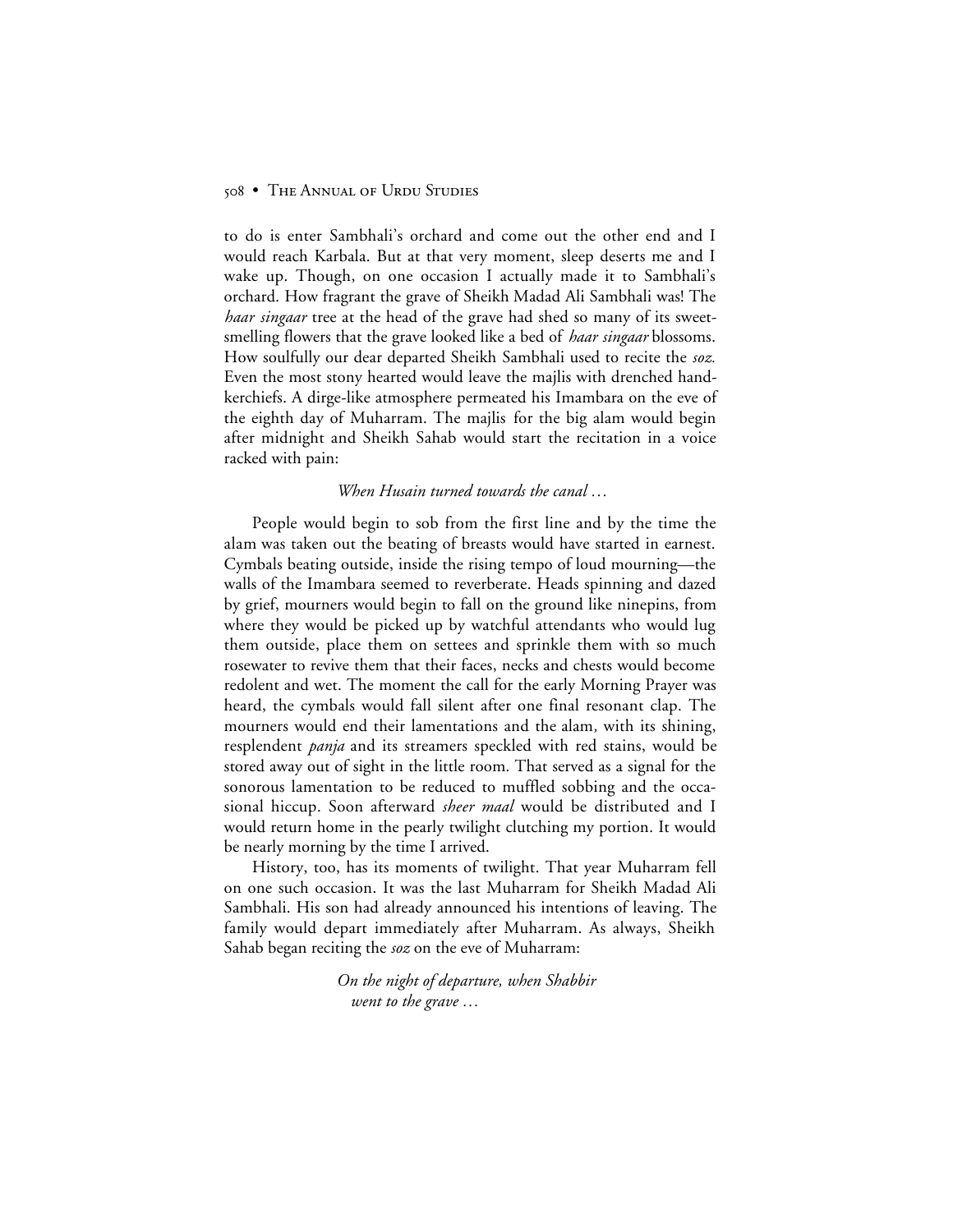to do is enter Sambhali's orchard and come out the other end and I would reach Karbala. But at that very moment, sleep deserts me and I wake up. Though, on one occasion I actually made it to Sambhali's orchard. How fragrant the grave of Sheikh Madad Ali Sambhali was! The *haar singaar* tree at the head of the grave had shed so many of its sweet-smelling flowers that the grave looked like a bed of *haar singaar* blossoms. How soulfully our dear departed Sheikh Sambhali used to recite the *soz.* Even the most stony hearted would leave the majlis with drenched handkerchiefs. A dirge-like atmosphere permeated his Imambara on the eve of the eighth day of Muharram. The majlis for the big alam would begin after midnight and Sheikh Sahab would start the recitation in a voice racked with pain:

*When Husain turned towards the canal …*

People would begin to sob from the first line and by the time the alam was taken out the beating of breasts would have started in earnest. Cymbals beating outside, inside the rising tempo of loud mourning—the walls of the Imambara seemed to reverberate. Heads spinning and dazed by grief, mourners would begin to fall on the ground like ninepins, from where they would be picked up by watchful attendants who would lug them outside, place them on settees and sprinkle them with so much rosewater to revive them that their faces, necks and chests would become redolent and wet. The moment the call for the early Morning Prayer was heard, the cymbals would fall silent after one final resonant clap. The mourners would end their lamentations and the alam, with its shining, resplendent *panja* and its streamers speckled with red stains, would be stored away out of sight in the little room. That served as a signal for the sonorous lamentation to be reduced to muffled sobbing and the occasional hiccup. Soon afterward *sheer maal* would be distributed and I would return home in the pearly twilight clutching my portion. It would be nearly morning by the time I arrived.

History, too, has its moments of twilight. That year Muharram fell on one such occasion. It was the last Muharram for Sheikh Madad Ali Sambhali. His son had already announced his intentions of leaving. The family would depart immediately after Muharram. As always, Sheikh Sahab began reciting the *soz* on the eve of Muharram:

*On the night of departure, when Shabbir*
*went to the grave …*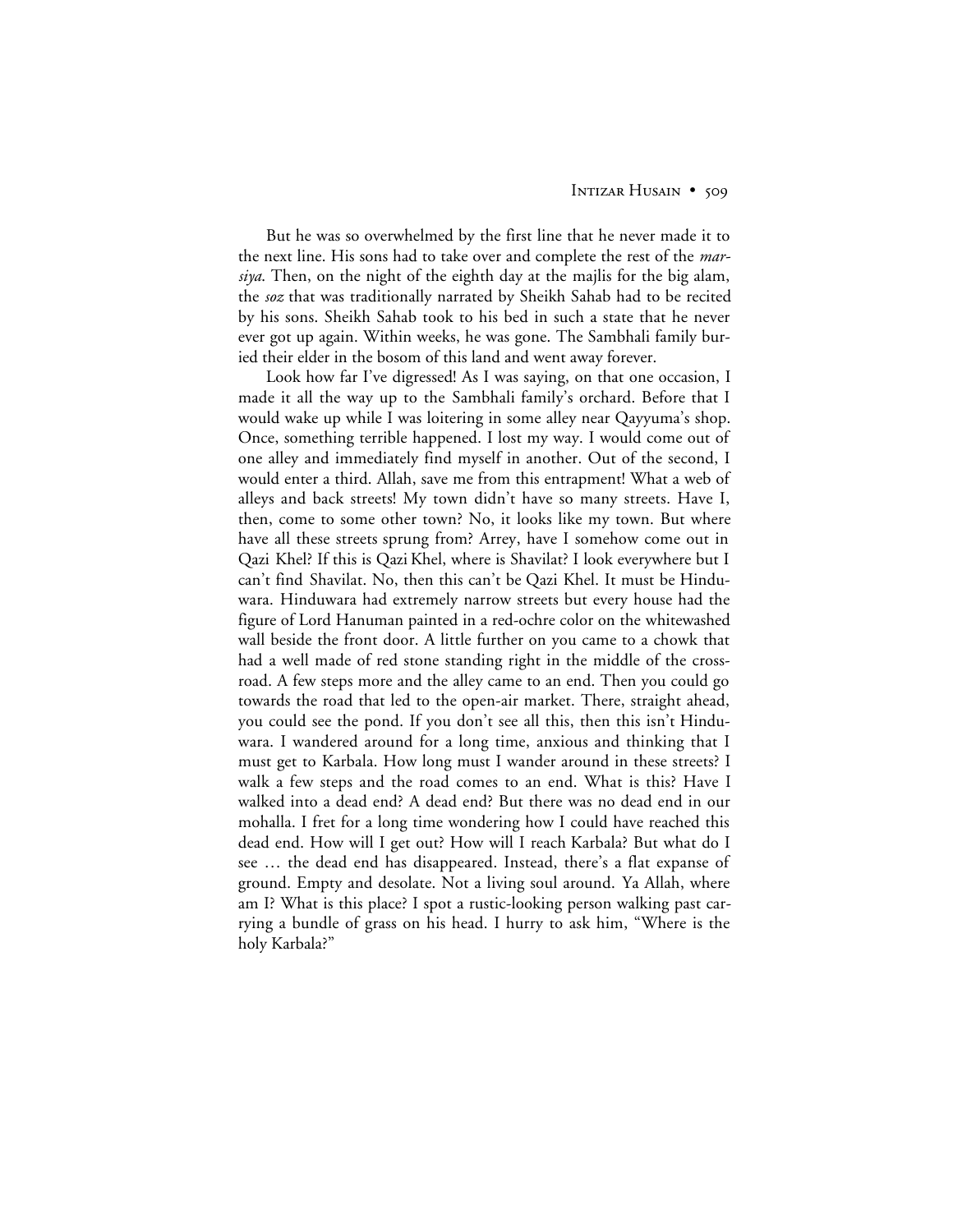But he was so overwhelmed by the first line that he never made it to the next line. His sons had to take over and complete the rest of the *marsiya*. Then, on the night of the eighth day at the majlis for the big alam, the *soz* that was traditionally narrated by Sheikh Sahab had to be recited by his sons. Sheikh Sahab took to his bed in such a state that he never ever got up again. Within weeks, he was gone. The Sambhali family buried their elder in the bosom of this land and went away forever.

Look how far I've digressed! As I was saying, on that one occasion, I made it all the way up to the Sambhali family's orchard. Before that I would wake up while I was loitering in some alley near Qayyuma's shop. Once, something terrible happened. I lost my way. I would come out of one alley and immediately find myself in another. Out of the second, I would enter a third. Allah, save me from this entrapment! What a web of alleys and back streets! My town didn't have so many streets. Have I, then, come to some other town? No, it looks like my town. But where have all these streets sprung from? Arrey, have I somehow come out in Qazi Khel? If this is Qazi Khel, where is Shavilat? I look everywhere but I can't find Shavilat. No, then this can't be Qazi Khel. It must be Hinduwara. Hinduwara had extremely narrow streets but every house had the figure of Lord Hanuman painted in a red-ochre color on the whitewashed wall beside the front door. A little further on you came to a chowk that had a well made of red stone standing right in the middle of the crossroad. A few steps more and the alley came to an end. Then you could go towards the road that led to the open-air market. There, straight ahead, you could see the pond. If you don't see all this, then this isn't Hinduwara. I wandered around for a long time, anxious and thinking that I must get to Karbala. How long must I wander around in these streets? I walk a few steps and the road comes to an end. What is this? Have I walked into a dead end? A dead end? But there was no dead end in our mohalla. I fret for a long time wondering how I could have reached this dead end. How will I get out? How will I reach Karbala? But what do I see … the dead end has disappeared. Instead, there's a flat expanse of ground. Empty and desolate. Not a living soul around. Ya Allah, where am I? What is this place? I spot a rustic-looking person walking past carrying a bundle of grass on his head. I hurry to ask him, "Where is the holy Karbala?"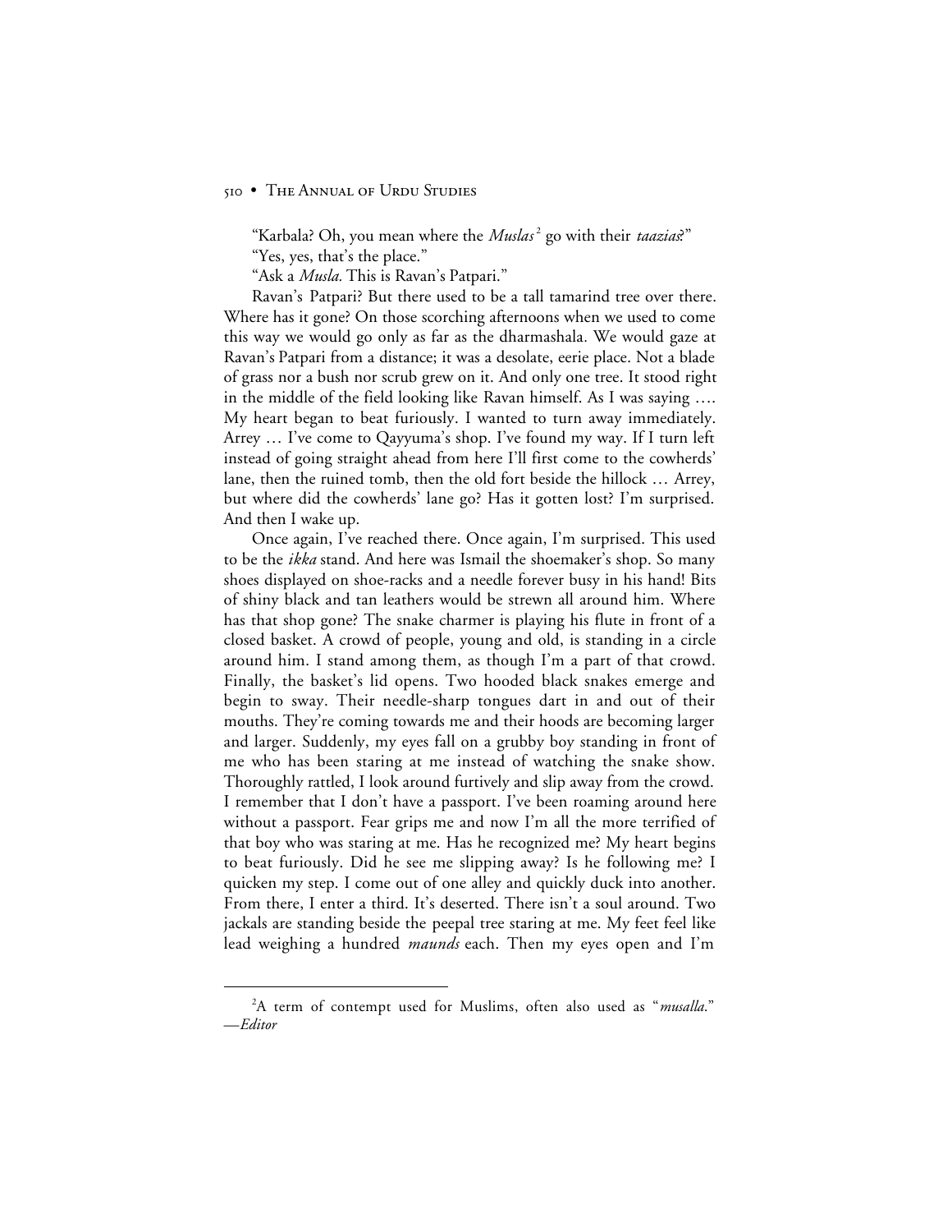"Karbala? Oh, you mean where the *Muslas*[2] go with their *taazias*?"

"Yes, yes, that's the place."

"Ask a *Musla.* This is Ravan's Patpari."

Ravan's Patpari? But there used to be a tall tamarind tree over there. Where has it gone? On those scorching afternoons when we used to come this way we would go only as far as the dharmashala. We would gaze at Ravan's Patpari from a distance; it was a desolate, eerie place. Not a blade of grass nor a bush nor scrub grew on it. And only one tree. It stood right in the middle of the field looking like Ravan himself. As I was saying …. My heart began to beat furiously. I wanted to turn away immediately. Arrey … I've come to Qayyuma's shop. I've found my way. If I turn left instead of going straight ahead from here I'll first come to the cowherds' lane, then the ruined tomb, then the old fort beside the hillock … Arrey, but where did the cowherds' lane go? Has it gotten lost? I'm surprised. And then I wake up.

Once again, I've reached there. Once again, I'm surprised. This used to be the *ikka* stand. And here was Ismail the shoemaker's shop. So many shoes displayed on shoe-racks and a needle forever busy in his hand! Bits of shiny black and tan leathers would be strewn all around him. Where has that shop gone? The snake charmer is playing his flute in front of a closed basket. A crowd of people, young and old, is standing in a circle around him. I stand among them, as though I'm a part of that crowd. Finally, the basket's lid opens. Two hooded black snakes emerge and begin to sway. Their needle-sharp tongues dart in and out of their mouths. They're coming towards me and their hoods are becoming larger and larger. Suddenly, my eyes fall on a grubby boy standing in front of me who has been staring at me instead of watching the snake show. Thoroughly rattled, I look around furtively and slip away from the crowd. I remember that I don't have a passport. I've been roaming around here without a passport. Fear grips me and now I'm all the more terrified of that boy who was staring at me. Has he recognized me? My heart begins to beat furiously. Did he see me slipping away? Is he following me? I quicken my step. I come out of one alley and quickly duck into another. From there, I enter a third. It's deserted. There isn't a soul around. Two jackals are standing beside the peepal tree staring at me. My feet feel like lead weighing a hundred *maunds* each. Then my eyes open and I'm

---

[2] A term of contempt used for Muslims, often also used as "*musalla*." —*Editor*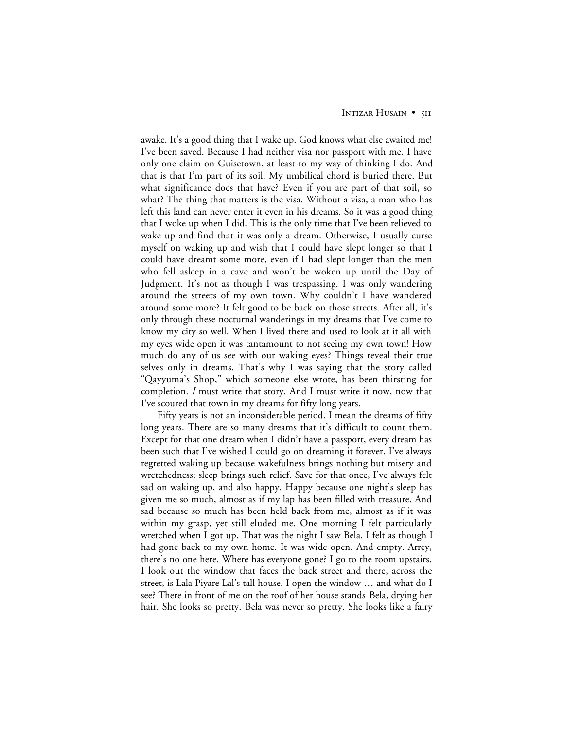awake. It's a good thing that I wake up. God knows what else awaited me! I've been saved. Because I had neither visa nor passport with me. I have only one claim on Guisetown, at least to my way of thinking I do. And that is that I'm part of its soil. My umbilical chord is buried there. But what significance does that have? Even if you are part of that soil, so what? The thing that matters is the visa. Without a visa, a man who has left this land can never enter it even in his dreams. So it was a good thing that I woke up when I did. This is the only time that I've been relieved to wake up and find that it was only a dream. Otherwise, I usually curse myself on waking up and wish that I could have slept longer so that I could have dreamt some more, even if I had slept longer than the men who fell asleep in a cave and won't be woken up until the Day of Judgment. It's not as though I was trespassing. I was only wandering around the streets of my own town. Why couldn't I have wandered around some more? It felt good to be back on those streets. After all, it's only through these nocturnal wanderings in my dreams that I've come to know my city so well. When I lived there and used to look at it all with my eyes wide open it was tantamount to not seeing my own town! How much do any of us see with our waking eyes? Things reveal their true selves only in dreams. That's why I was saying that the story called "Qayyuma's Shop," which someone else wrote, has been thirsting for completion. *I* must write that story. And I must write it now, now that I've scoured that town in my dreams for fifty long years.

Fifty years is not an inconsiderable period. I mean the dreams of fifty long years. There are so many dreams that it's difficult to count them. Except for that one dream when I didn't have a passport, every dream has been such that I've wished I could go on dreaming it forever. I've always regretted waking up because wakefulness brings nothing but misery and wretchedness; sleep brings such relief. Save for that once, I've always felt sad on waking up, and also happy. Happy because one night's sleep has given me so much, almost as if my lap has been filled with treasure. And sad because so much has been held back from me, almost as if it was within my grasp, yet still eluded me. One morning I felt particularly wretched when I got up. That was the night I saw Bela. I felt as though I had gone back to my own home. It was wide open. And empty. Arrey, there's no one here. Where has everyone gone? I go to the room upstairs. I look out the window that faces the back street and there, across the street, is Lala Piyare Lal's tall house. I open the window … and what do I see? There in front of me on the roof of her house stands Bela, drying her hair. She looks so pretty. Bela was never so pretty. She looks like a fairy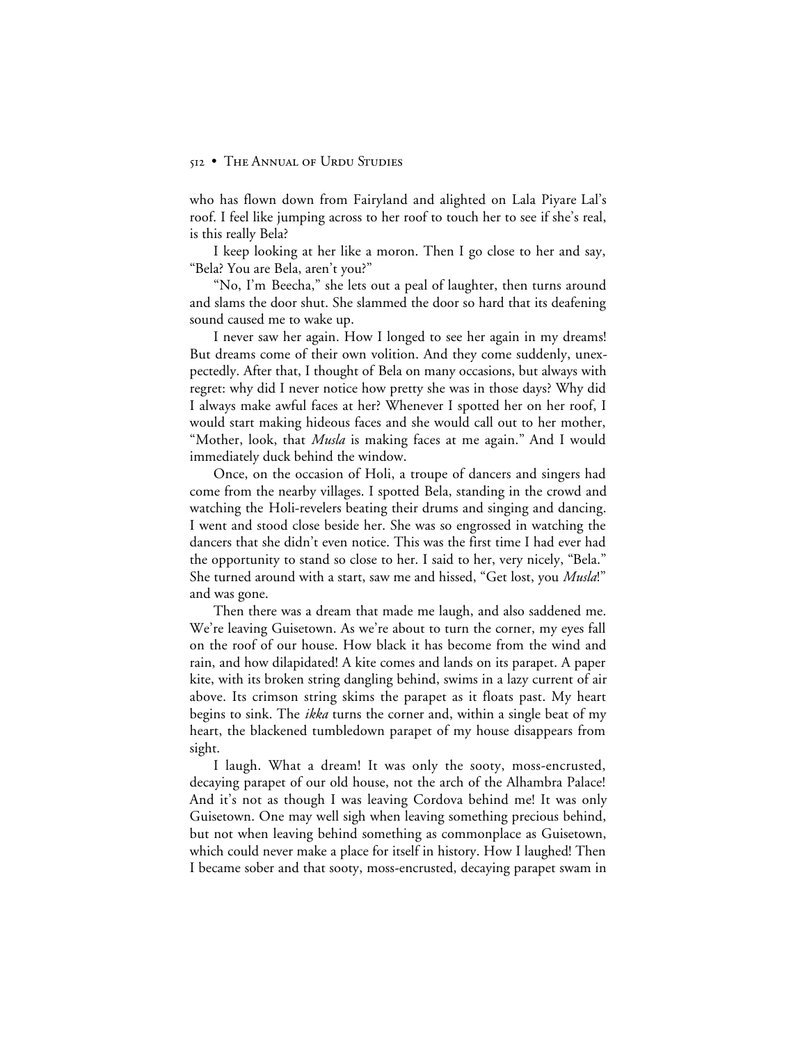who has flown down from Fairyland and alighted on Lala Piyare Lal's roof. I feel like jumping across to her roof to touch her to see if she's real, is this really Bela?

I keep looking at her like a moron. Then I go close to her and say, "Bela? You are Bela, aren't you?"

"No, I'm Beecha," she lets out a peal of laughter, then turns around and slams the door shut. She slammed the door so hard that its deafening sound caused me to wake up.

I never saw her again. How I longed to see her again in my dreams! But dreams come of their own volition. And they come suddenly, unexpectedly. After that, I thought of Bela on many occasions, but always with regret: why did I never notice how pretty she was in those days? Why did I always make awful faces at her? Whenever I spotted her on her roof, I would start making hideous faces and she would call out to her mother, "Mother, look, that *Musla* is making faces at me again." And I would immediately duck behind the window.

Once, on the occasion of Holi, a troupe of dancers and singers had come from the nearby villages. I spotted Bela, standing in the crowd and watching the Holi-revelers beating their drums and singing and dancing. I went and stood close beside her. She was so engrossed in watching the dancers that she didn't even notice. This was the first time I had ever had the opportunity to stand so close to her. I said to her, very nicely, "Bela." She turned around with a start, saw me and hissed, "Get lost, you *Musla*!" and was gone.

Then there was a dream that made me laugh, and also saddened me. We're leaving Guisetown. As we're about to turn the corner, my eyes fall on the roof of our house. How black it has become from the wind and rain, and how dilapidated! A kite comes and lands on its parapet. A paper kite, with its broken string dangling behind, swims in a lazy current of air above. Its crimson string skims the parapet as it floats past. My heart begins to sink. The *ikka* turns the corner and, within a single beat of my heart, the blackened tumbledown parapet of my house disappears from sight.

I laugh. What a dream! It was only the sooty, moss-encrusted, decaying parapet of our old house, not the arch of the Alhambra Palace! And it's not as though I was leaving Cordova behind me! It was only Guisetown. One may well sigh when leaving something precious behind, but not when leaving behind something as commonplace as Guisetown, which could never make a place for itself in history. How I laughed! Then I became sober and that sooty, moss-encrusted, decaying parapet swam in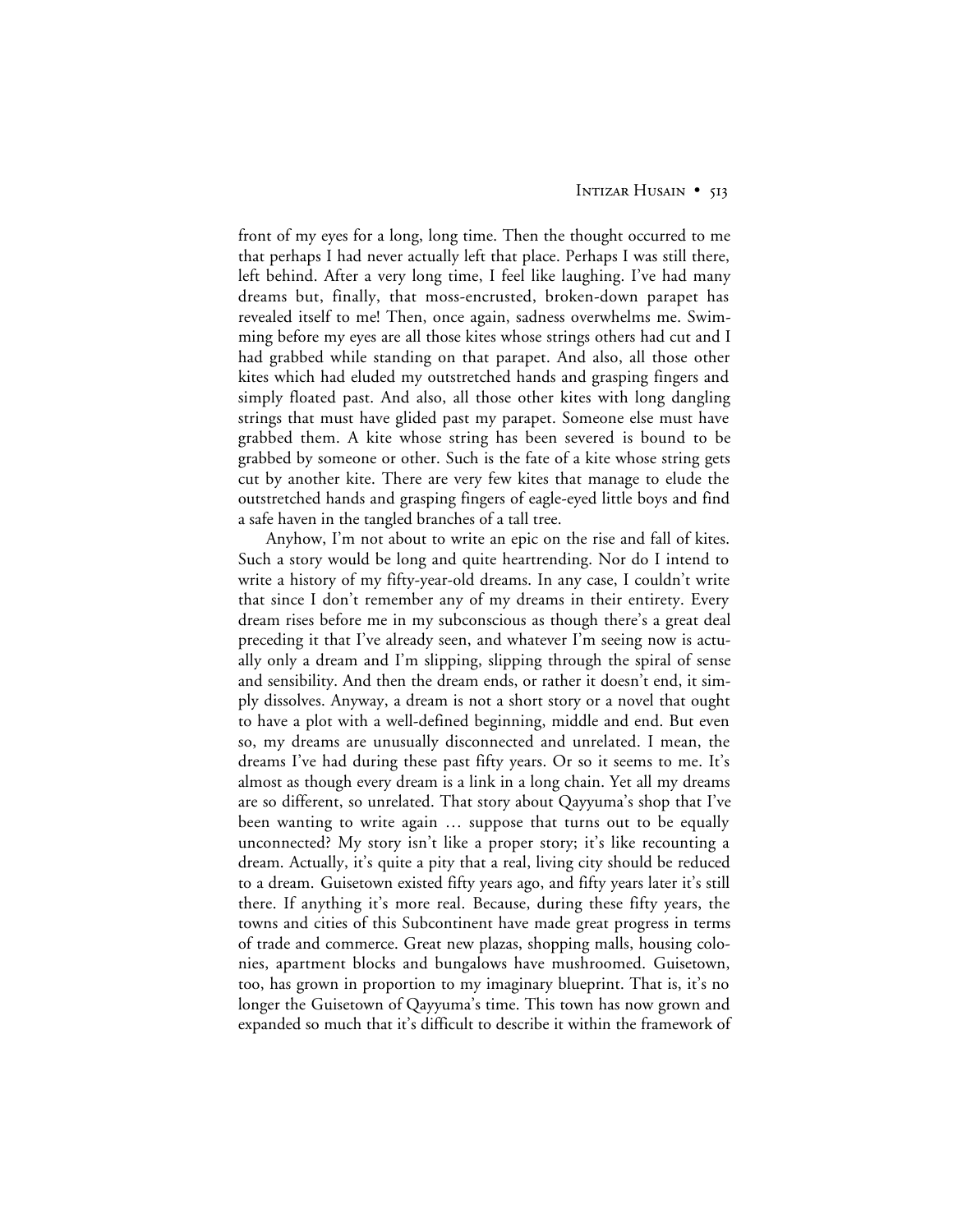front of my eyes for a long, long time. Then the thought occurred to me that perhaps I had never actually left that place. Perhaps I was still there, left behind. After a very long time, I feel like laughing. I've had many dreams but, finally, that moss-encrusted, broken-down parapet has revealed itself to me! Then, once again, sadness overwhelms me. Swimming before my eyes are all those kites whose strings others had cut and I had grabbed while standing on that parapet. And also, all those other kites which had eluded my outstretched hands and grasping fingers and simply floated past. And also, all those other kites with long dangling strings that must have glided past my parapet. Someone else must have grabbed them. A kite whose string has been severed is bound to be grabbed by someone or other. Such is the fate of a kite whose string gets cut by another kite. There are very few kites that manage to elude the outstretched hands and grasping fingers of eagle-eyed little boys and find a safe haven in the tangled branches of a tall tree.

Anyhow, I'm not about to write an epic on the rise and fall of kites. Such a story would be long and quite heartrending. Nor do I intend to write a history of my fifty-year-old dreams. In any case, I couldn't write that since I don't remember any of my dreams in their entirety. Every dream rises before me in my subconscious as though there's a great deal preceding it that I've already seen, and whatever I'm seeing now is actually only a dream and I'm slipping, slipping through the spiral of sense and sensibility. And then the dream ends, or rather it doesn't end, it simply dissolves. Anyway, a dream is not a short story or a novel that ought to have a plot with a well-defined beginning, middle and end. But even so, my dreams are unusually disconnected and unrelated. I mean, the dreams I've had during these past fifty years. Or so it seems to me. It's almost as though every dream is a link in a long chain. Yet all my dreams are so different, so unrelated. That story about Qayyuma's shop that I've been wanting to write again … suppose that turns out to be equally unconnected? My story isn't like a proper story; it's like recounting a dream. Actually, it's quite a pity that a real, living city should be reduced to a dream. Guisetown existed fifty years ago, and fifty years later it's still there. If anything it's more real. Because, during these fifty years, the towns and cities of this Subcontinent have made great progress in terms of trade and commerce. Great new plazas, shopping malls, housing colonies, apartment blocks and bungalows have mushroomed. Guisetown, too, has grown in proportion to my imaginary blueprint. That is, it's no longer the Guisetown of Qayyuma's time. This town has now grown and expanded so much that it's difficult to describe it within the framework of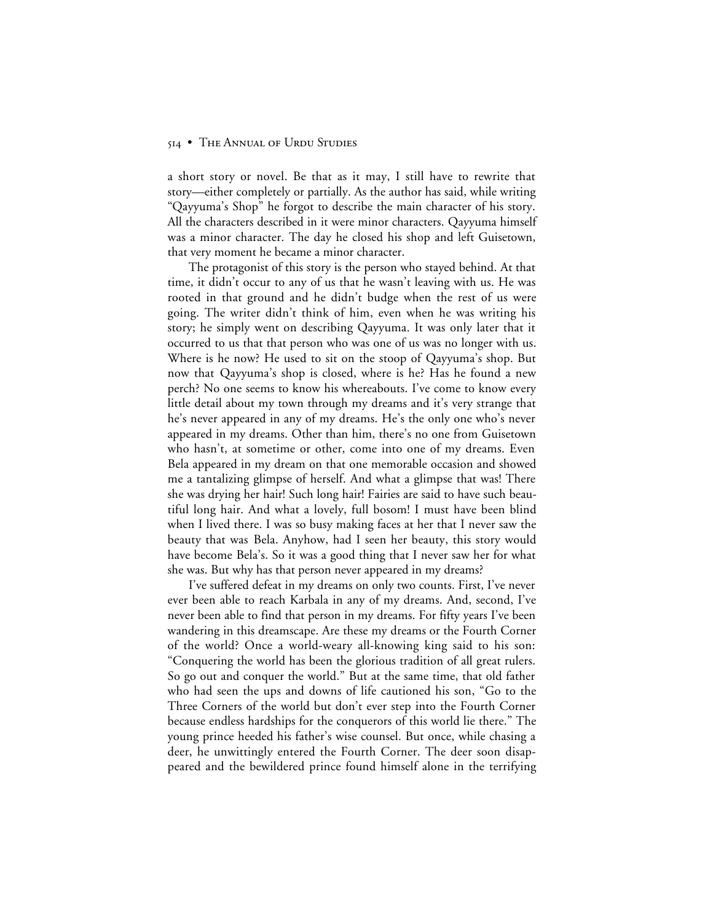a short story or novel. Be that as it may, I still have to rewrite that story—either completely or partially. As the author has said, while writing "Qayyuma's Shop" he forgot to describe the main character of his story. All the characters described in it were minor characters. Qayyuma himself was a minor character. The day he closed his shop and left Guisetown, that very moment he became a minor character.

The protagonist of this story is the person who stayed behind. At that time, it didn't occur to any of us that he wasn't leaving with us. He was rooted in that ground and he didn't budge when the rest of us were going. The writer didn't think of him, even when he was writing his story; he simply went on describing Qayyuma. It was only later that it occurred to us that that person who was one of us was no longer with us. Where is he now? He used to sit on the stoop of Qayyuma's shop. But now that Qayyuma's shop is closed, where is he? Has he found a new perch? No one seems to know his whereabouts. I've come to know every little detail about my town through my dreams and it's very strange that he's never appeared in any of my dreams. He's the only one who's never appeared in my dreams. Other than him, there's no one from Guisetown who hasn't, at sometime or other, come into one of my dreams. Even Bela appeared in my dream on that one memorable occasion and showed me a tantalizing glimpse of herself. And what a glimpse that was! There she was drying her hair! Such long hair! Fairies are said to have such beautiful long hair. And what a lovely, full bosom! I must have been blind when I lived there. I was so busy making faces at her that I never saw the beauty that was Bela. Anyhow, had I seen her beauty, this story would have become Bela's. So it was a good thing that I never saw her for what she was. But why has that person never appeared in my dreams?

I've suffered defeat in my dreams on only two counts. First, I've never ever been able to reach Karbala in any of my dreams. And, second, I've never been able to find that person in my dreams. For fifty years I've been wandering in this dreamscape. Are these my dreams or the Fourth Corner of the world? Once a world-weary all-knowing king said to his son: "Conquering the world has been the glorious tradition of all great rulers. So go out and conquer the world." But at the same time, that old father who had seen the ups and downs of life cautioned his son, "Go to the Three Corners of the world but don't ever step into the Fourth Corner because endless hardships for the conquerors of this world lie there." The young prince heeded his father's wise counsel. But once, while chasing a deer, he unwittingly entered the Fourth Corner. The deer soon disappeared and the bewildered prince found himself alone in the terrifying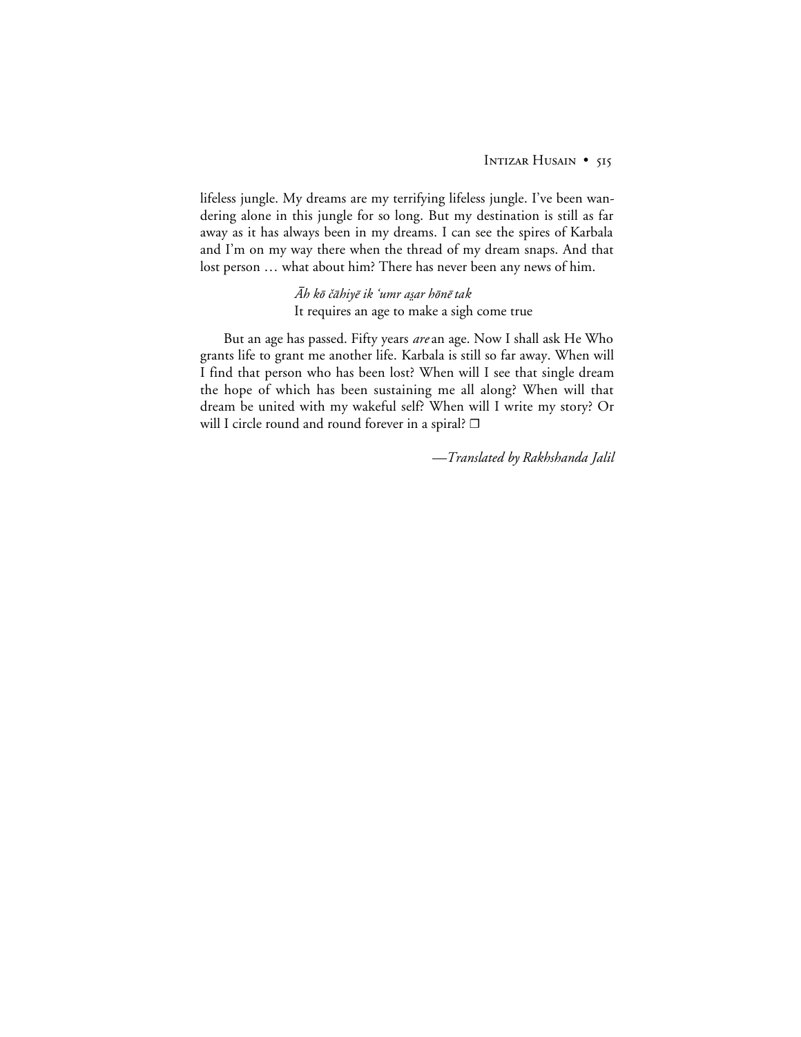lifeless jungle. My dreams are my terrifying lifeless jungle. I've been wandering alone in this jungle for so long. But my destination is still as far away as it has always been in my dreams. I can see the spires of Karbala and I'm on my way there when the thread of my dream snaps. And that lost person … what about him? There has never been any news of him.

> *Āh kō čāhiyē ik 'umr aṣar hōnē tak*
> It requires an age to make a sigh come true

But an age has passed. Fifty years *are* an age. Now I shall ask He Who grants life to grant me another life. Karbala is still so far away. When will I find that person who has been lost? When will I see that single dream the hope of which has been sustaining me all along? When will that dream be united with my wakeful self? When will I write my story? Or will I circle round and round forever in a spiral? ❐

*—Translated by Rakhshanda Jalil*